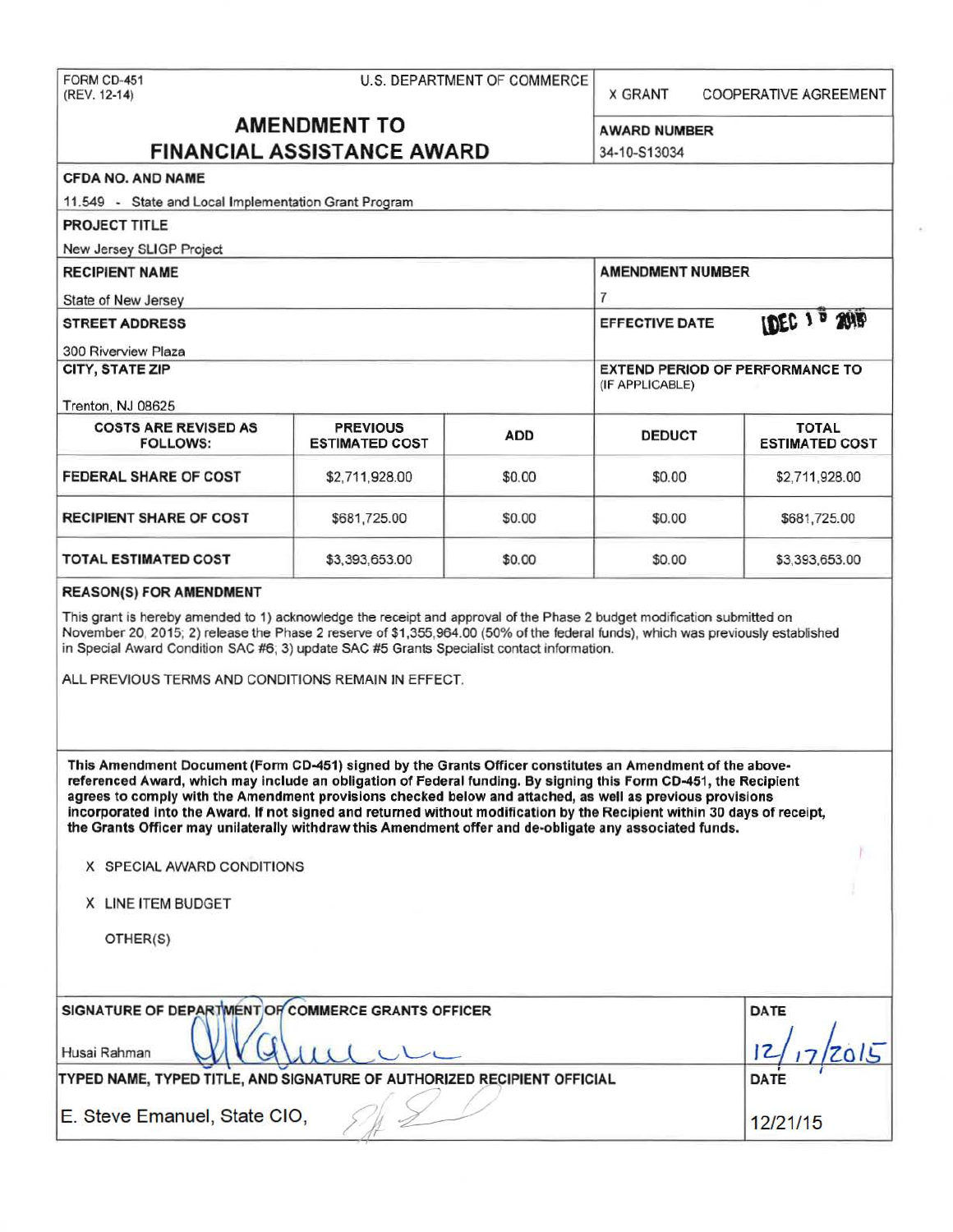FORM CD-451
(REV. 12-14)

U.S. DEPARTMENT OF COMMERCE

X GRANT    COOPERATIVE AGREEMENT

# AMENDMENT TO FINANCIAL ASSISTANCE AWARD

**AWARD NUMBER**
34-10-S13034

**CFDA NO. AND NAME**
11.549 - State and Local Implementation Grant Program

**PROJECT TITLE**
New Jersey SLIGP Project

**RECIPIENT NAME**
State of New Jersey

**AMENDMENT NUMBER**
7

**STREET ADDRESS**
300 Riverview Plaza

**EFFECTIVE DATE**
DEC 15 2015

**CITY, STATE ZIP**
Trenton, NJ 08625

**EXTEND PERIOD OF PERFORMANCE TO** (IF APPLICABLE)

| COSTS ARE REVISED AS FOLLOWS: | PREVIOUS ESTIMATED COST | ADD | DEDUCT | TOTAL ESTIMATED COST |
|---|---|---|---|---|
| FEDERAL SHARE OF COST | $2,711,928.00 | $0.00 | $0.00 | $2,711,928.00 |
| RECIPIENT SHARE OF COST | $681,725.00 | $0.00 | $0.00 | $681,725.00 |
| TOTAL ESTIMATED COST | $3,393,653.00 | $0.00 | $0.00 | $3,393,653.00 |

**REASON(S) FOR AMENDMENT**

This grant is hereby amended to 1) acknowledge the receipt and approval of the Phase 2 budget modification submitted on November 20, 2015; 2) release the Phase 2 reserve of $1,355,964.00 (50% of the federal funds), which was previously established in Special Award Condition SAC #6; 3) update SAC #5 Grants Specialist contact information.

ALL PREVIOUS TERMS AND CONDITIONS REMAIN IN EFFECT.

**This Amendment Document (Form CD-451) signed by the Grants Officer constitutes an Amendment of the above-referenced Award, which may include an obligation of Federal funding. By signing this Form CD-451, the Recipient agrees to comply with the Amendment provisions checked below and attached, as well as previous provisions incorporated into the Award. If not signed and returned without modification by the Recipient within 30 days of receipt, the Grants Officer may unilaterally withdraw this Amendment offer and de-obligate any associated funds.**

X SPECIAL AWARD CONDITIONS

X LINE ITEM BUDGET

OTHER(S)

**SIGNATURE OF DEPARTMENT OF COMMERCE GRANTS OFFICER**
Husai Rahman

**DATE**
12/17/2015

**TYPED NAME, TYPED TITLE, AND SIGNATURE OF AUTHORIZED RECIPIENT OFFICIAL**
E. Steve Emanuel, State CIO,

**DATE**
12/21/15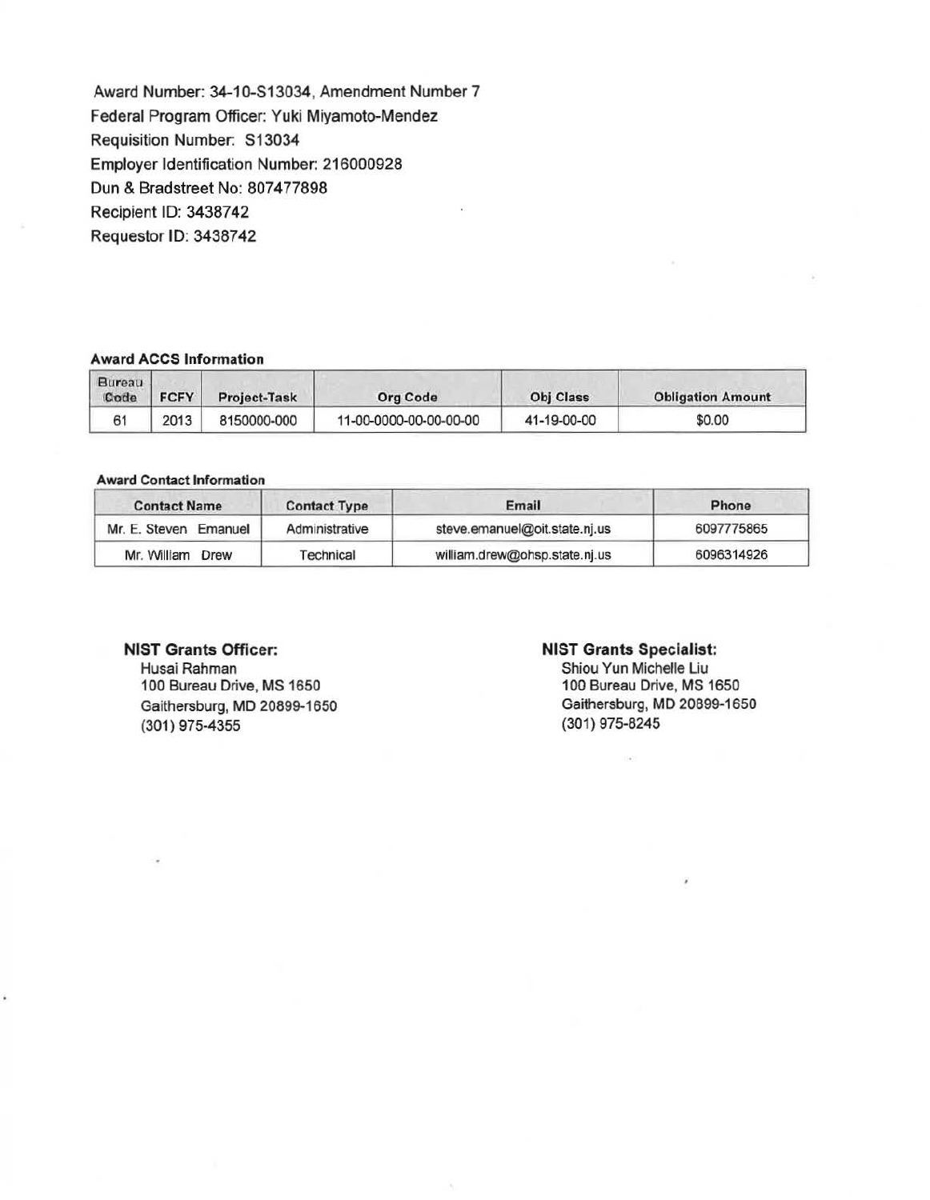Award Number: 34-10-S13034, Amendment Number 7
Federal Program Officer: Yuki Miyamoto-Mendez
Requisition Number: S13034
Employer Identification Number: 216000928
Dun & Bradstreet No: 807477898
Recipient ID: 3438742
Requestor ID: 3438742

**Award ACCS Information**

| Bureau Code | FCFY | Project-Task | Org Code | Obj Class | Obligation Amount |
|---|---|---|---|---|---|
| 61 | 2013 | 8150000-000 | 11-00-0000-00-00-00-00 | 41-19-00-00 | $0.00 |

**Award Contact Information**

| Contact Name | Contact Type | Email | Phone |
|---|---|---|---|
| Mr. E. Steven Emanuel | Administrative | steve.emanuel@oit.state.nj.us | 6097775865 |
| Mr. William Drew | Technical | william.drew@ohsp.state.nj.us | 6096314926 |

**NIST Grants Officer:**
Husai Rahman
100 Bureau Drive, MS 1650
Gaithersburg, MD 20899-1650
(301) 975-4355

**NIST Grants Specialist:**
Shiou Yun Michelle Liu
100 Bureau Drive, MS 1650
Gaithersburg, MD 20899-1650
(301) 975-8245